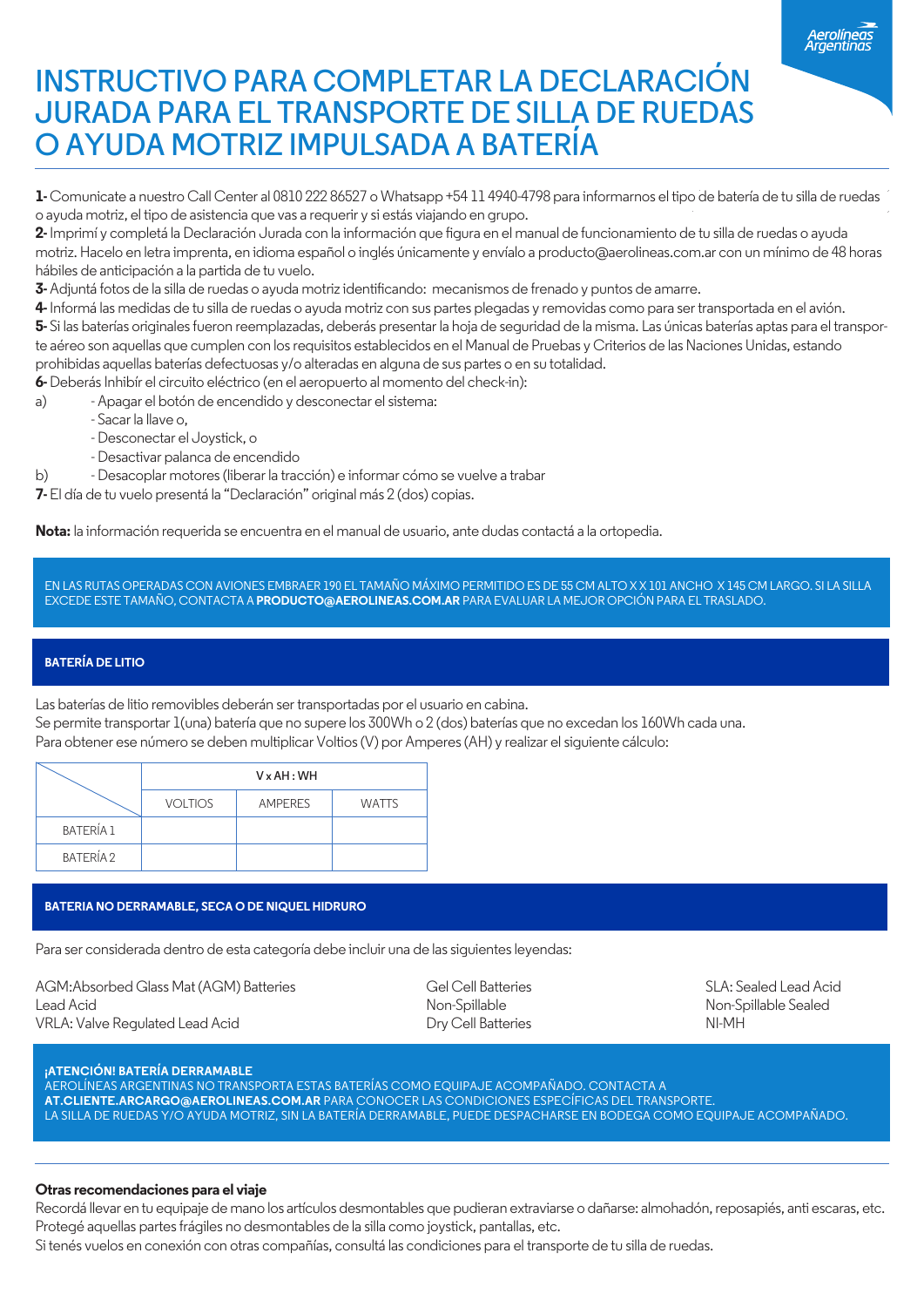# INSTRUCTIVO PARA COMPLETAR LA DECLARACIÓN JURADA PARA EL TRANSPORTE DE SILLA DE RUEDAS O AYUDA MOTRIZ IMPULSADA A BATERÍA

**1-** Comunicate a nuestro Call Center al 0810 222 86527 o Whatsapp +54 11 4940-4798 para informarnos el tipo de batería de tu silla de ruedas o ayuda motriz, el tipo de asistencia que vas a requerir y si estás viajando en grupo.

**2-** Imprimí y completá la Declaración Jurada con la información que figura en el manual de funcionamiento de tu silla de ruedas o ayuda motriz. Hacelo en letra imprenta, en idioma español o inglés únicamente y envíalo a producto@aerolineas.com.ar con un mínimo de 48 horas hábiles de anticipación a la partida de tu vuelo.

**3-** Adjuntá fotos de la silla de ruedas o ayuda motriz identificando: mecanismos de frenado y puntos de amarre.

**4-** Informá las medidas de tu silla de ruedas o ayuda motriz con sus partes plegadas y removidas como para ser transportada en el avión.

**5-** Si las baterías originales fueron reemplazadas, deberás presentar la hoja de seguridad de la misma. Las únicas baterías aptas para el transporte aéreo son aquellas que cumplen con los requisitos establecidos en el Manual de Pruebas y Criterios de las Naciones Unidas, estando prohibidas aquellas baterías defectuosas y/o alteradas en alguna de sus partes o en su totalidad.

**6-** Deberás Inhibir el circuito eléctrico (en el aeropuerto al momento del check-in):

a) - Apagar el botón de encendido y desconectar el sistema:
   - Sacar la llave o,
   - Desconectar el Joystick, o
   - Desactivar palanca de encendido

b) - Desacoplar motores (liberar la tracción) e informar cómo se vuelve a trabar

**7-** El día de tu vuelo presentá la "Declaración" original más 2 (dos) copias.

**Nota:** la información requerida se encuentra en el manual de usuario, ante dudas contactá a la ortopedia.

EN LAS RUTAS OPERADAS CON AVIONES EMBRAER 190 EL TAMAÑO MÁXIMO PERMITIDO ES DE 55 CM ALTO X X 101 ANCHO X 145 CM LARGO. SI LA SILLA EXCEDE ESTE TAMAÑO, CONTACTA A **PRODUCTO@AEROLINEAS.COM.AR** PARA EVALUAR LA MEJOR OPCIÓN PARA EL TRASLADO.

## BATERÍA DE LITIO

Las baterías de litio removibles deberán ser transportadas por el usuario en cabina.
Se permite transportar 1(una) batería que no supere los 300Wh o 2 (dos) baterías que no excedan los 160Wh cada una.
Para obtener ese número se deben multiplicar Voltios (V) por Amperes (AH) y realizar el siguiente cálculo:

| | V x AH : WH | | |
|---|---|---|---|
| | VOLTIOS | AMPERES | WATTS |
| BATERÍA 1 | | | |
| BATERÍA 2 | | | |

## BATERIA NO DERRAMABLE, SECA O DE NIQUEL HIDRURO

Para ser considerada dentro de esta categoría debe incluir una de las siguientes leyendas:

AGM:Absorbed Glass Mat (AGM) Batteries
Lead Acid
VRLA: Valve Regulated Lead Acid

Gel Cell Batteries
Non-Spillable
Dry Cell Batteries

SLA: Sealed Lead Acid
Non-Spillable Sealed
NI-MH

**¡ATENCIÓN! BATERÍA DERRAMABLE**
AEROLÍNEAS ARGENTINAS NO TRANSPORTA ESTAS BATERÍAS COMO EQUIPAJE ACOMPAÑADO. CONTACTA A **AT.CLIENTE.ARCARGO@AEROLINEAS.COM.AR** PARA CONOCER LAS CONDICIONES ESPECÍFICAS DEL TRANSPORTE.
LA SILLA DE RUEDAS Y/O AYUDA MOTRIZ, SIN LA BATERÍA DERRAMABLE, PUEDE DESPACHARSE EN BODEGA COMO EQUIPAJE ACOMPAÑADO.

**Otras recomendaciones para el viaje**

Recordá llevar en tu equipaje de mano los artículos desmontables que pudieran extraviarse o dañarse: almohadón, reposapiés, anti escaras, etc.
Protegé aquellas partes frágiles no desmontables de la silla como joystick, pantallas, etc.
Si tenés vuelos en conexión con otras compañías, consultá las condiciones para el transporte de tu silla de ruedas.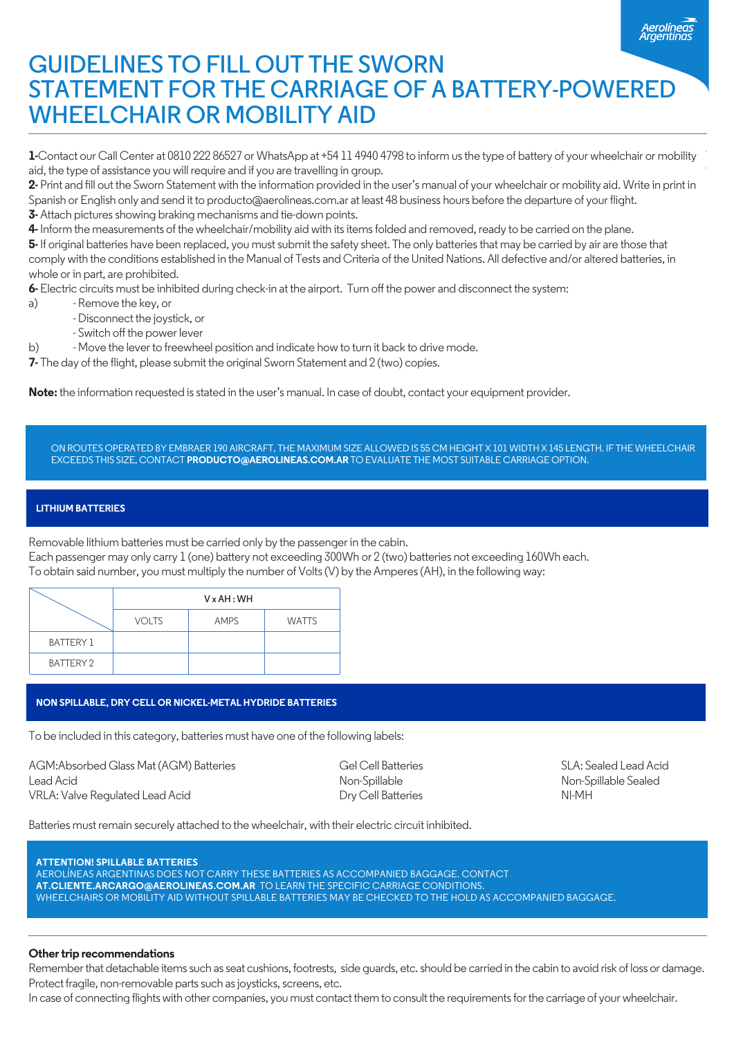# GUIDELINES TO FILL OUT THE SWORN STATEMENT FOR THE CARRIAGE OF A BATTERY-POWERED WHEELCHAIR OR MOBILITY AID

**1-**Contact our Call Center at 0810 222 86527 or WhatsApp at +54 11 4940 4798 to inform us the type of battery of your wheelchair or mobility aid, the type of assistance you will require and if you are travelling in group.

**2-** Print and fill out the Sworn Statement with the information provided in the user's manual of your wheelchair or mobility aid. Write in print in Spanish or English only and send it to producto@aerolineas.com.ar at least 48 business hours before the departure of your flight.

**3-** Attach pictures showing braking mechanisms and tie-down points.

**4-** Inform the measurements of the wheelchair/mobility aid with its items folded and removed, ready to be carried on the plane.

**5-** If original batteries have been replaced, you must submit the safety sheet. The only batteries that may be carried by air are those that comply with the conditions established in the Manual of Tests and Criteria of the United Nations. All defective and/or altered batteries, in whole or in part, are prohibited.

**6-** Electric circuits must be inhibited during check-in at the airport. Turn off the power and disconnect the system:

a) - Remove the key, or
- Disconnect the joystick, or
- Switch off the power lever

b) - Move the lever to freewheel position and indicate how to turn it back to drive mode.

**7-** The day of the flight, please submit the original Sworn Statement and 2 (two) copies.

**Note:** the information requested is stated in the user's manual. In case of doubt, contact your equipment provider.

ON ROUTES OPERATED BY EMBRAER 190 AIRCRAFT, THE MAXIMUM SIZE ALLOWED IS 55 CM HEIGHT X 101 WIDTH X 145 LENGTH. IF THE WHEELCHAIR EXCEEDS THIS SIZE, CONTACT **PRODUCTO@AEROLINEAS.COM.AR** TO EVALUATE THE MOST SUITABLE CARRIAGE OPTION.

## LITHIUM BATTERIES

Removable lithium batteries must be carried only by the passenger in the cabin.

Each passenger may only carry 1 (one) battery not exceeding 300Wh or 2 (two) batteries not exceeding 160Wh each.

To obtain said number, you must multiply the number of Volts (V) by the Amperes (AH), in the following way:

| | V x AH : WH | | |
|---|---|---|---|
| | VOLTS | AMPS | WATTS |
| BATTERY 1 | | | |
| BATTERY 2 | | | |

## NON SPILLABLE, DRY CELL OR NICKEL-METAL HYDRIDE BATTERIES

To be included in this category, batteries must have one of the following labels:

- AGM:Absorbed Glass Mat (AGM) Batteries
- Lead Acid
- VRLA: Valve Regulated Lead Acid
- Gel Cell Batteries
- Non-Spillable
- Dry Cell Batteries
- SLA: Sealed Lead Acid
- Non-Spillable Sealed
- NI-MH

Batteries must remain securely attached to the wheelchair, with their electric circuit inhibited.

**ATTENTION! SPILLABLE BATTERIES**

AEROLÍNEAS ARGENTINAS DOES NOT CARRY THESE BATTERIES AS ACCOMPANIED BAGGAGE. CONTACT **AT.CLIENTE.ARCARGO@AEROLINEAS.COM.AR** TO LEARN THE SPECIFIC CARRIAGE CONDITIONS.

WHEELCHAIRS OR MOBILITY AID WITHOUT SPILLABLE BATTERIES MAY BE CHECKED TO THE HOLD AS ACCOMPANIED BAGGAGE.

### Other trip recommendations

Remember that detachable items such as seat cushions, footrests, side guards, etc. should be carried in the cabin to avoid risk of loss or damage.

Protect fragile, non-removable parts such as joysticks, screens, etc.

In case of connecting flights with other companies, you must contact them to consult the requirements for the carriage of your wheelchair.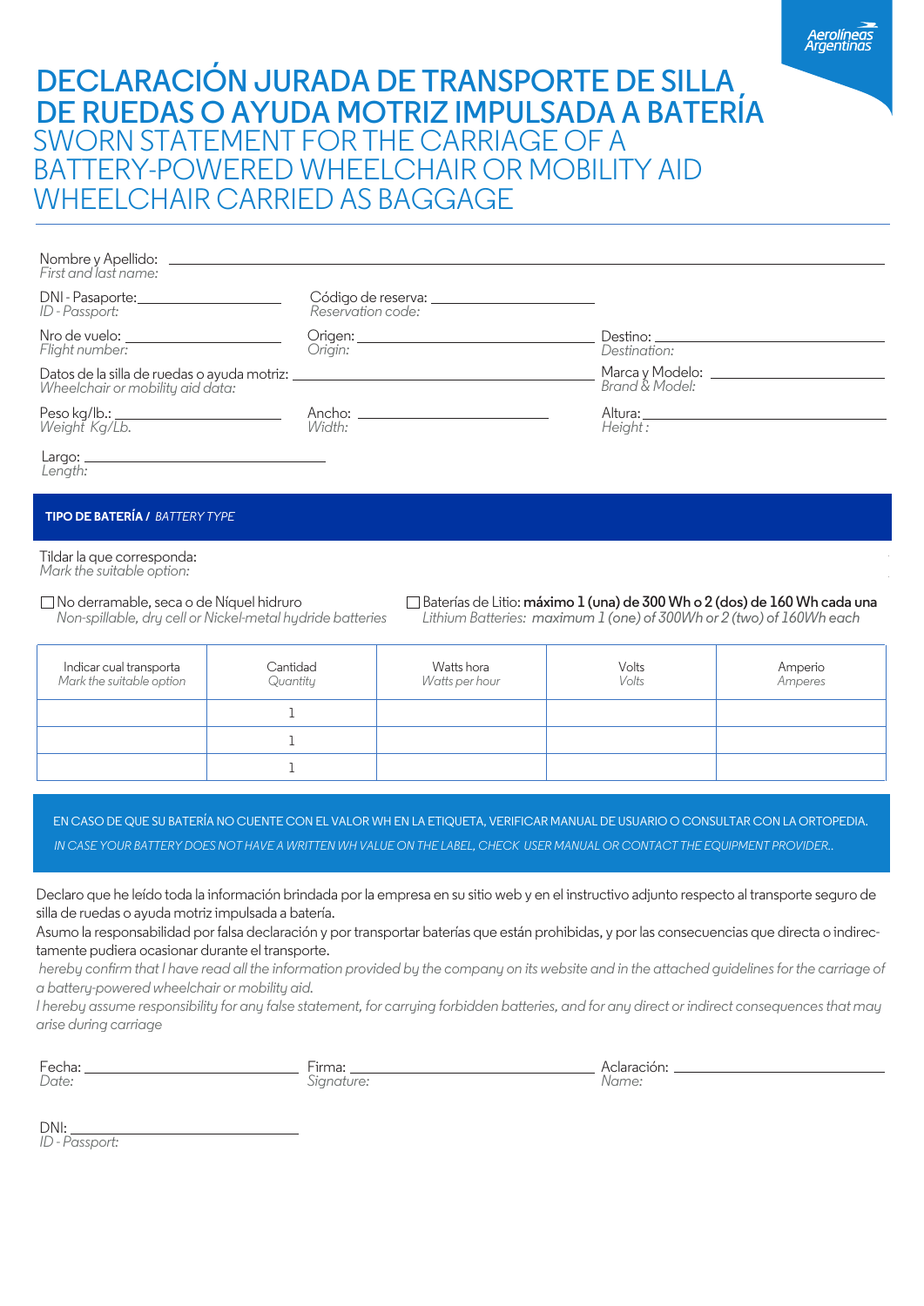# DECLARACIÓN JURADA DE TRANSPORTE DE SILLA DE RUEDAS O AYUDA MOTRIZ IMPULSADA A BATERÍA

## SWORN STATEMENT FOR THE CARRIAGE OF A BATTERY-POWERED WHEELCHAIR OR MOBILITY AID WHEELCHAIR CARRIED AS BAGGAGE

Nombre y Apellido: ______________________________
*First and last name:*

DNI - Pasaporte: ______________________ Código de reserva: ______________________
*ID - Passport:* *Reservation code:*

Nro de vuelo: ______________________ Origen: ______________________ Destino: ______________________
*Flight number:* *Origin:* *Destination:*

Datos de la silla de ruedas o ayuda motriz: ______________________ Marca y Modelo: ______________________
*Wheelchair or mobility aid data:* *Brand & Model:*

Peso kg/lb.: ______________________ Ancho: ______________________ Altura: ______________________
*Weight Kg/Lb.* *Width:* *Height :*

Largo: ______________________
*Length:*

**TIPO DE BATERÍA /** *BATTERY TYPE*

Tildar la que corresponda:
*Mark the suitable option:*

☐ No derramable, seca o de Níquel hidruro
*Non-spillable, dry cell or Nickel-metal hydride batteries*

☐ Baterías de Litio: **máximo 1 (una) de 300 Wh o 2 (dos) de 160 Wh cada una**
*Lithium Batteries: maximum 1 (one) of 300Wh or 2 (two) of 160Wh each*

| Indicar cual transporta *Mark the suitable option* | Cantidad *Quantity* | Watts hora *Watts per hour* | Volts *Volts* | Amperio *Amperes* |
|---|---|---|---|---|
| | 1 | | | |
| | 1 | | | |
| | 1 | | | |

EN CASO DE QUE SU BATERÍA NO CUENTE CON EL VALOR WH EN LA ETIQUETA, VERIFICAR MANUAL DE USUARIO O CONSULTAR CON LA ORTOPEDIA.
*IN CASE YOUR BATTERY DOES NOT HAVE A WRITTEN WH VALUE ON THE LABEL, CHECK USER MANUAL OR CONTACT THE EQUIPMENT PROVIDER..*

Declaro que he leído toda la información brindada por la empresa en su sitio web y en el instructivo adjunto respecto al transporte seguro de silla de ruedas o ayuda motriz impulsada a batería.
Asumo la responsabilidad por falsa declaración y por transportar baterías que están prohibidas, y por las consecuencias que directa o indirectamente pudiera ocasionar durante el transporte.
*hereby confirm that I have read all the information provided by the company on its website and in the attached guidelines for the carriage of a battery-powered wheelchair or mobility aid.*
*I hereby assume responsibility for any false statement, for carrying forbidden batteries, and for any direct or indirect consequences that may arise during carriage*

Fecha: ______________________ Firma: ______________________ Aclaración: ______________________
*Date:* *Signature:* *Name:*

DNI: ______________________
*ID - Passport:*